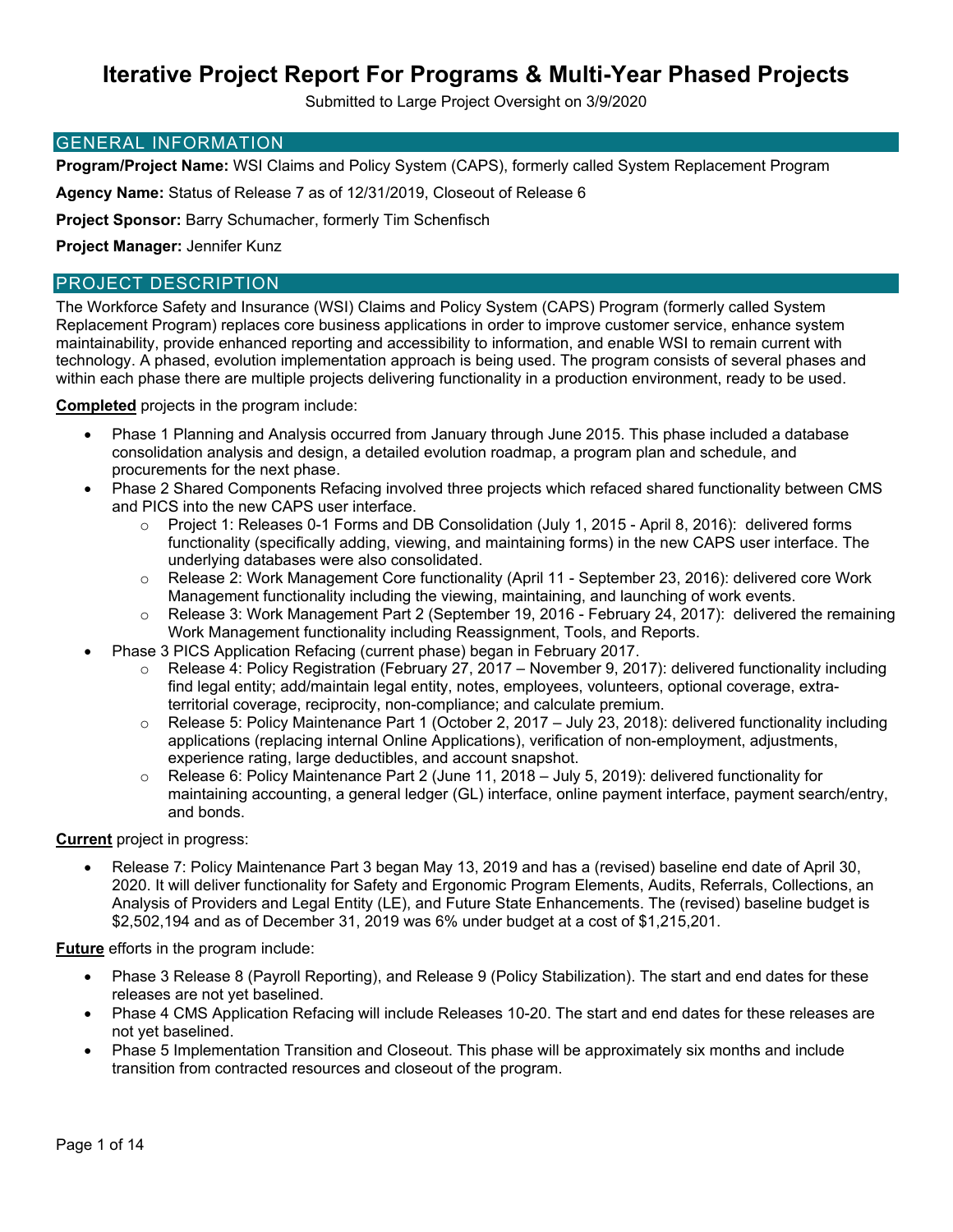# Iterative Project Report For Programs & Multi-Year Phased Projects

Submitted to Large Project Oversight on 3/9/2020

## GENERAL INFORMATION

**Program/Project Name:** WSI Claims and Policy System (CAPS), formerly called System Replacement Program

**Agency Name:** Status of Release 7 as of 12/31/2019, Closeout of Release 6

**Project Sponsor:** Barry Schumacher, formerly Tim Schenfisch

**Project Manager:** Jennifer Kunz

## PROJECT DESCRIPTION

The Workforce Safety and Insurance (WSI) Claims and Policy System (CAPS) Program (formerly called System Replacement Program) replaces core business applications in order to improve customer service, enhance system maintainability, provide enhanced reporting and accessibility to information, and enable WSI to remain current with technology. A phased, evolution implementation approach is being used. The program consists of several phases and within each phase there are multiple projects delivering functionality in a production environment, ready to be used.

**Completed** projects in the program include:

- Phase 1 Planning and Analysis occurred from January through June 2015. This phase included a database consolidation analysis and design, a detailed evolution roadmap, a program plan and schedule, and procurements for the next phase.
- Phase 2 Shared Components Refacing involved three projects which refaced shared functionality between CMS and PICS into the new CAPS user interface.
  - Project 1: Releases 0-1 Forms and DB Consolidation (July 1, 2015 - April 8, 2016): delivered forms functionality (specifically adding, viewing, and maintaining forms) in the new CAPS user interface. The underlying databases were also consolidated.
  - Release 2: Work Management Core functionality (April 11 - September 23, 2016): delivered core Work Management functionality including the viewing, maintaining, and launching of work events.
  - Release 3: Work Management Part 2 (September 19, 2016 - February 24, 2017): delivered the remaining Work Management functionality including Reassignment, Tools, and Reports.
- Phase 3 PICS Application Refacing (current phase) began in February 2017.
  - Release 4: Policy Registration (February 27, 2017 – November 9, 2017): delivered functionality including find legal entity; add/maintain legal entity, notes, employees, volunteers, optional coverage, extra-territorial coverage, reciprocity, non-compliance; and calculate premium.
  - Release 5: Policy Maintenance Part 1 (October 2, 2017 – July 23, 2018): delivered functionality including applications (replacing internal Online Applications), verification of non-employment, adjustments, experience rating, large deductibles, and account snapshot.
  - Release 6: Policy Maintenance Part 2 (June 11, 2018 – July 5, 2019): delivered functionality for maintaining accounting, a general ledger (GL) interface, online payment interface, payment search/entry, and bonds.

**Current** project in progress:

- Release 7: Policy Maintenance Part 3 began May 13, 2019 and has a (revised) baseline end date of April 30, 2020. It will deliver functionality for Safety and Ergonomic Program Elements, Audits, Referrals, Collections, an Analysis of Providers and Legal Entity (LE), and Future State Enhancements. The (revised) baseline budget is $2,502,194 and as of December 31, 2019 was 6% under budget at a cost of $1,215,201.

**Future** efforts in the program include:

- Phase 3 Release 8 (Payroll Reporting), and Release 9 (Policy Stabilization). The start and end dates for these releases are not yet baselined.
- Phase 4 CMS Application Refacing will include Releases 10-20. The start and end dates for these releases are not yet baselined.
- Phase 5 Implementation Transition and Closeout. This phase will be approximately six months and include transition from contracted resources and closeout of the program.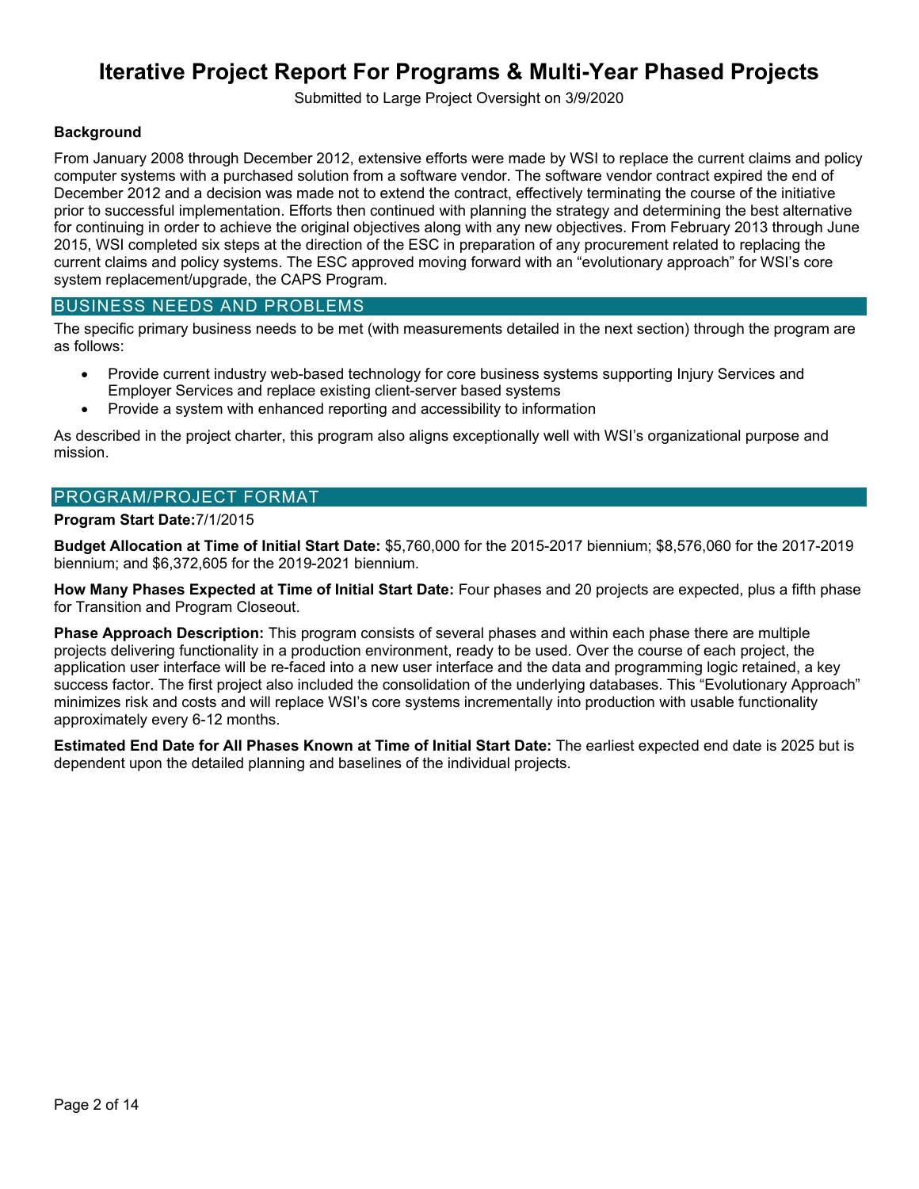# Iterative Project Report For Programs & Multi-Year Phased Projects

Submitted to Large Project Oversight on 3/9/2020

**Background**

From January 2008 through December 2012, extensive efforts were made by WSI to replace the current claims and policy computer systems with a purchased solution from a software vendor. The software vendor contract expired the end of December 2012 and a decision was made not to extend the contract, effectively terminating the course of the initiative prior to successful implementation. Efforts then continued with planning the strategy and determining the best alternative for continuing in order to achieve the original objectives along with any new objectives. From February 2013 through June 2015, WSI completed six steps at the direction of the ESC in preparation of any procurement related to replacing the current claims and policy systems. The ESC approved moving forward with an "evolutionary approach" for WSI's core system replacement/upgrade, the CAPS Program.

## BUSINESS NEEDS AND PROBLEMS

The specific primary business needs to be met (with measurements detailed in the next section) through the program are as follows:

- Provide current industry web-based technology for core business systems supporting Injury Services and Employer Services and replace existing client-server based systems
- Provide a system with enhanced reporting and accessibility to information

As described in the project charter, this program also aligns exceptionally well with WSI's organizational purpose and mission.

## PROGRAM/PROJECT FORMAT

**Program Start Date:**7/1/2015

**Budget Allocation at Time of Initial Start Date:** $5,760,000 for the 2015-2017 biennium; $8,576,060 for the 2017-2019 biennium; and $6,372,605 for the 2019-2021 biennium.

**How Many Phases Expected at Time of Initial Start Date:** Four phases and 20 projects are expected, plus a fifth phase for Transition and Program Closeout.

**Phase Approach Description:** This program consists of several phases and within each phase there are multiple projects delivering functionality in a production environment, ready to be used. Over the course of each project, the application user interface will be re-faced into a new user interface and the data and programming logic retained, a key success factor. The first project also included the consolidation of the underlying databases. This "Evolutionary Approach" minimizes risk and costs and will replace WSI's core systems incrementally into production with usable functionality approximately every 6-12 months.

**Estimated End Date for All Phases Known at Time of Initial Start Date:** The earliest expected end date is 2025 but is dependent upon the detailed planning and baselines of the individual projects.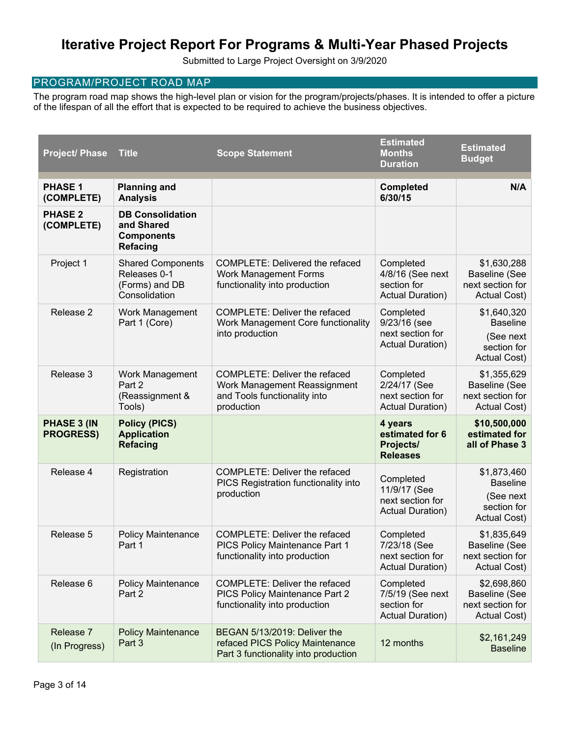# Iterative Project Report For Programs & Multi-Year Phased Projects

Submitted to Large Project Oversight on 3/9/2020

## PROGRAM/PROJECT ROAD MAP

The program road map shows the high-level plan or vision for the program/projects/phases. It is intended to offer a picture of the lifespan of all the effort that is expected to be required to achieve the business objectives.

| Project/ Phase | Title | Scope Statement | Estimated Months Duration | Estimated Budget |
|---|---|---|---|---|
| **PHASE 1 (COMPLETE)** | **Planning and Analysis** | | **Completed 6/30/15** | **N/A** |
| **PHASE 2 (COMPLETE)** | **DB Consolidation and Shared Components Refacing** | | | |
| Project 1 | Shared Components Releases 0-1 (Forms) and DB Consolidation | COMPLETE: Delivered the refaced Work Management Forms functionality into production | Completed 4/8/16 (See next section for Actual Duration) | $1,630,288 Baseline (See next section for Actual Cost) |
| Release 2 | Work Management Part 1 (Core) | COMPLETE: Deliver the refaced Work Management Core functionality into production | Completed 9/23/16 (see next section for Actual Duration) | $1,640,320 Baseline (See next section for Actual Cost) |
| Release 3 | Work Management Part 2 (Reassignment & Tools) | COMPLETE: Deliver the refaced Work Management Reassignment and Tools functionality into production | Completed 2/24/17 (See next section for Actual Duration) | $1,355,629 Baseline (See next section for Actual Cost) |
| **PHASE 3 (IN PROGRESS)** | **Policy (PICS) Application Refacing** | | **4 years estimated for 6 Projects/ Releases** | **$10,500,000 estimated for all of Phase 3** |
| Release 4 | Registration | COMPLETE: Deliver the refaced PICS Registration functionality into production | Completed 11/9/17 (See next section for Actual Duration) | $1,873,460 Baseline (See next section for Actual Cost) |
| Release 5 | Policy Maintenance Part 1 | COMPLETE: Deliver the refaced PICS Policy Maintenance Part 1 functionality into production | Completed 7/23/18 (See next section for Actual Duration) | $1,835,649 Baseline (See next section for Actual Cost) |
| Release 6 | Policy Maintenance Part 2 | COMPLETE: Deliver the refaced PICS Policy Maintenance Part 2 functionality into production | Completed 7/5/19 (See next section for Actual Duration) | $2,698,860 Baseline (See next section for Actual Cost) |
| Release 7 (In Progress) | Policy Maintenance Part 3 | BEGAN 5/13/2019: Deliver the refaced PICS Policy Maintenance Part 3 functionality into production | 12 months | $2,161,249 Baseline |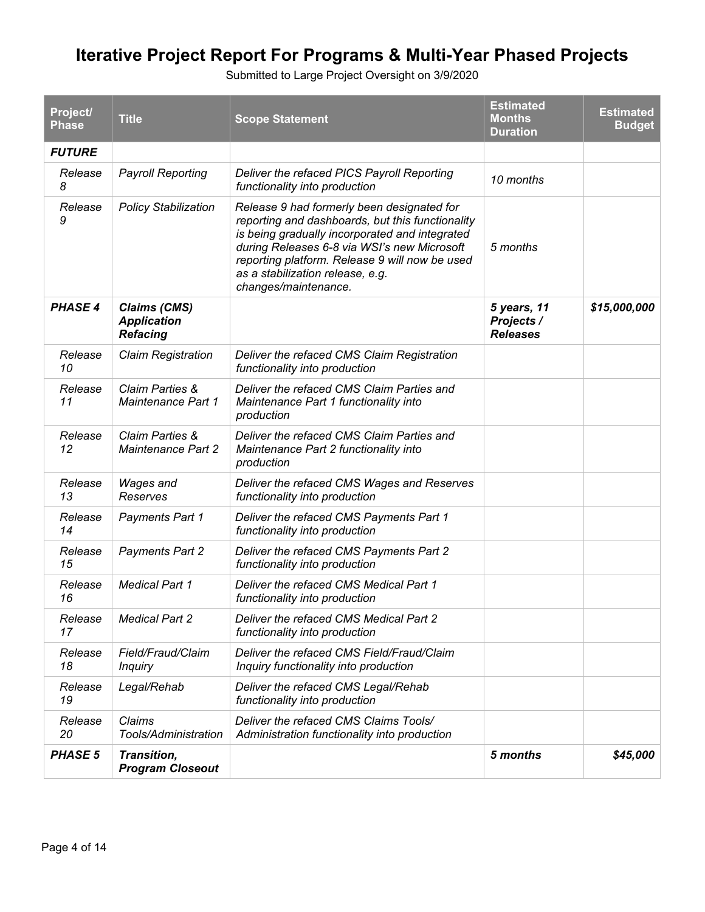# Iterative Project Report For Programs & Multi-Year Phased Projects

Submitted to Large Project Oversight on 3/9/2020

| Project/ Phase | Title | Scope Statement | Estimated Months Duration | Estimated Budget |
|---|---|---|---|---|
| ***FUTURE*** | | | | |
| *Release 8* | *Payroll Reporting* | *Deliver the refaced PICS Payroll Reporting functionality into production* | *10 months* | |
| *Release 9* | *Policy Stabilization* | *Release 9 had formerly been designated for reporting and dashboards, but this functionality is being gradually incorporated and integrated during Releases 6-8 via WSI's new Microsoft reporting platform. Release 9 will now be used as a stabilization release, e.g. changes/maintenance.* | *5 months* | |
| ***PHASE 4*** | ***Claims (CMS) Application Refacing*** | | ***5 years, 11 Projects / Releases*** | ***$15,000,000*** |
| *Release 10* | *Claim Registration* | *Deliver the refaced CMS Claim Registration functionality into production* | | |
| *Release 11* | *Claim Parties & Maintenance Part 1* | *Deliver the refaced CMS Claim Parties and Maintenance Part 1 functionality into production* | | |
| *Release 12* | *Claim Parties & Maintenance Part 2* | *Deliver the refaced CMS Claim Parties and Maintenance Part 2 functionality into production* | | |
| *Release 13* | *Wages and Reserves* | *Deliver the refaced CMS Wages and Reserves functionality into production* | | |
| *Release 14* | *Payments Part 1* | *Deliver the refaced CMS Payments Part 1 functionality into production* | | |
| *Release 15* | *Payments Part 2* | *Deliver the refaced CMS Payments Part 2 functionality into production* | | |
| *Release 16* | *Medical Part 1* | *Deliver the refaced CMS Medical Part 1 functionality into production* | | |
| *Release 17* | *Medical Part 2* | *Deliver the refaced CMS Medical Part 2 functionality into production* | | |
| *Release 18* | *Field/Fraud/Claim Inquiry* | *Deliver the refaced CMS Field/Fraud/Claim Inquiry functionality into production* | | |
| *Release 19* | *Legal/Rehab* | *Deliver the refaced CMS Legal/Rehab functionality into production* | | |
| *Release 20* | *Claims Tools/Administration* | *Deliver the refaced CMS Claims Tools/ Administration functionality into production* | | |
| ***PHASE 5*** | ***Transition, Program Closeout*** | | ***5 months*** | ***$45,000*** |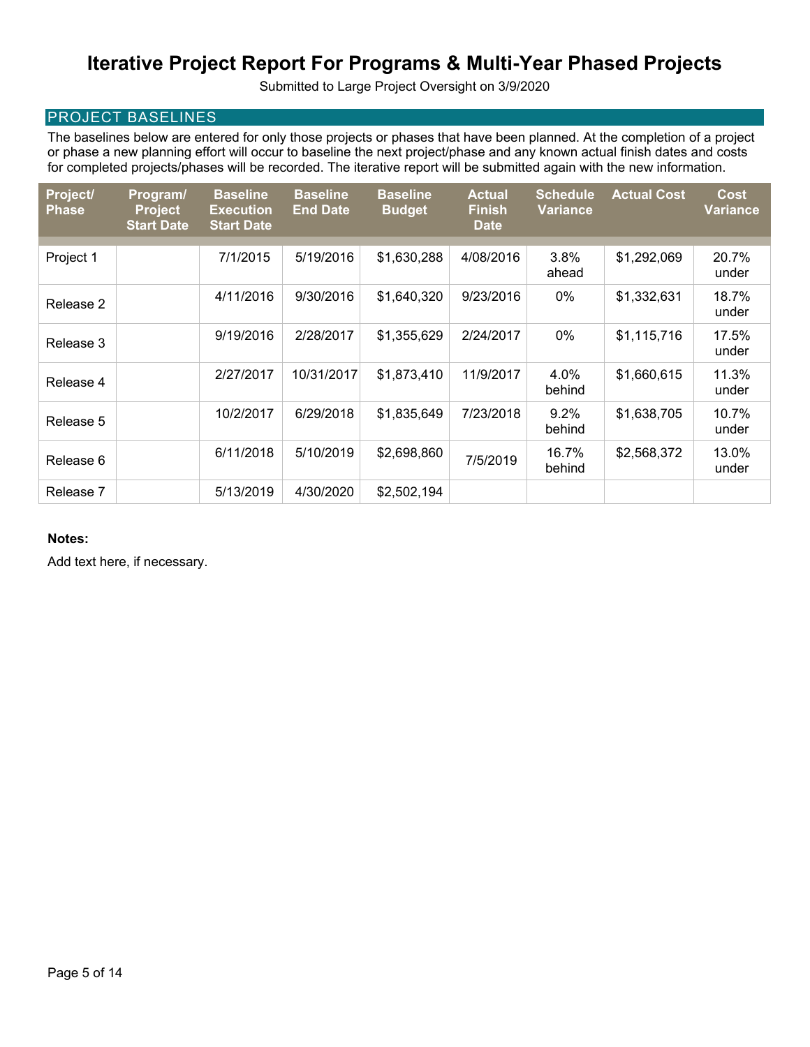# Iterative Project Report For Programs & Multi-Year Phased Projects

Submitted to Large Project Oversight on 3/9/2020

## PROJECT BASELINES

The baselines below are entered for only those projects or phases that have been planned. At the completion of a project or phase a new planning effort will occur to baseline the next project/phase and any known actual finish dates and costs for completed projects/phases will be recorded. The iterative report will be submitted again with the new information.

| Project/ Phase | Program/ Project Start Date | Baseline Execution Start Date | Baseline End Date | Baseline Budget | Actual Finish Date | Schedule Variance | Actual Cost | Cost Variance |
|---|---|---|---|---|---|---|---|---|
| Project 1 | | 7/1/2015 | 5/19/2016 | $1,630,288 | 4/08/2016 | 3.8% ahead | $1,292,069 | 20.7% under |
| Release 2 | | 4/11/2016 | 9/30/2016 | $1,640,320 | 9/23/2016 | 0% | $1,332,631 | 18.7% under |
| Release 3 | | 9/19/2016 | 2/28/2017 | $1,355,629 | 2/24/2017 | 0% | $1,115,716 | 17.5% under |
| Release 4 | | 2/27/2017 | 10/31/2017 | $1,873,410 | 11/9/2017 | 4.0% behind | $1,660,615 | 11.3% under |
| Release 5 | | 10/2/2017 | 6/29/2018 | $1,835,649 | 7/23/2018 | 9.2% behind | $1,638,705 | 10.7% under |
| Release 6 | | 6/11/2018 | 5/10/2019 | $2,698,860 | 7/5/2019 | 16.7% behind | $2,568,372 | 13.0% under |
| Release 7 | | 5/13/2019 | 4/30/2020 | $2,502,194 | | | | |

**Notes:**

Add text here, if necessary.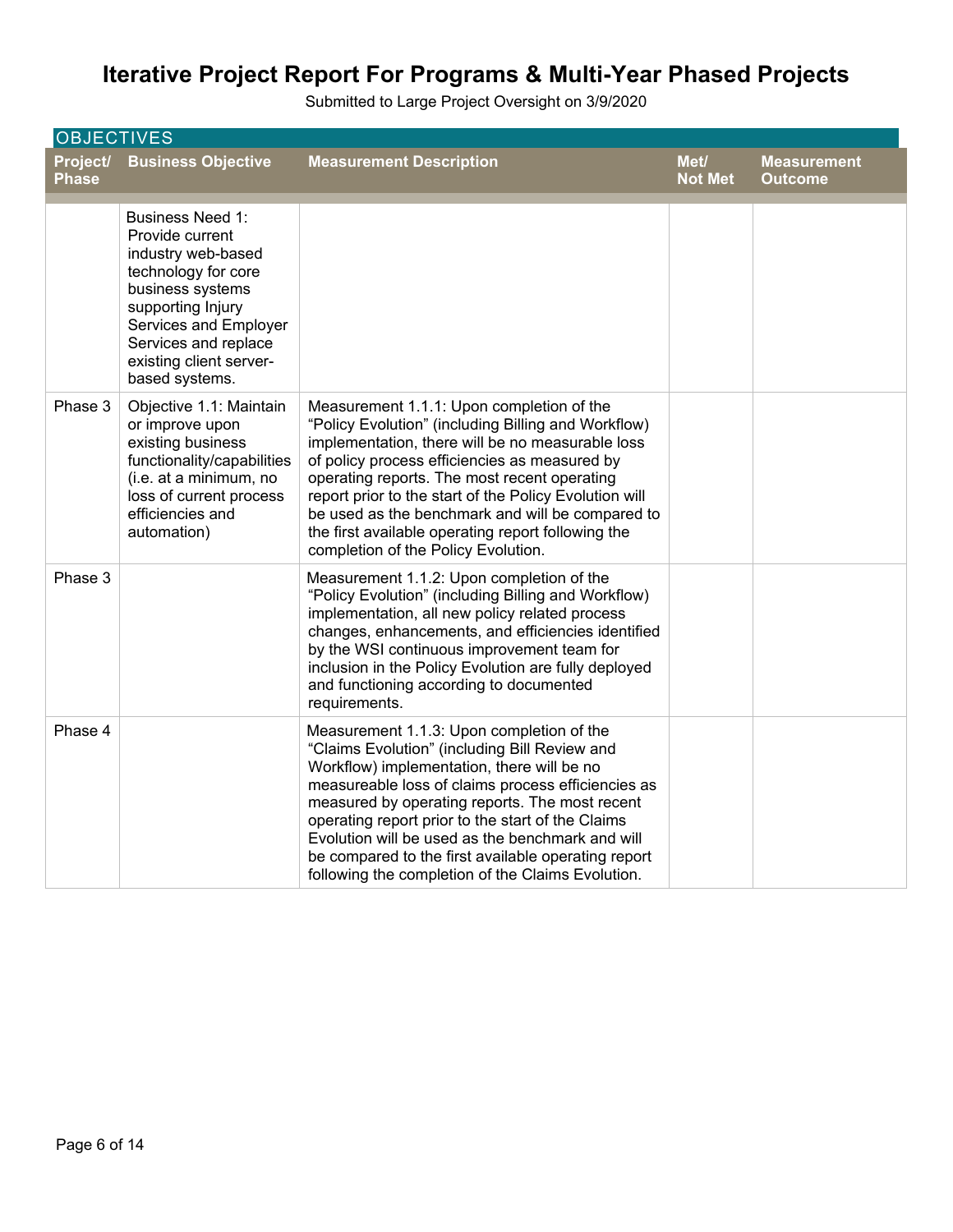# Iterative Project Report For Programs & Multi-Year Phased Projects

Submitted to Large Project Oversight on 3/9/2020

## OBJECTIVES

| Project/ Phase | Business Objective | Measurement Description | Met/ Not Met | Measurement Outcome |
|---|---|---|---|---|
| | Business Need 1: Provide current industry web-based technology for core business systems supporting Injury Services and Employer Services and replace existing client server-based systems. | | | |
| Phase 3 | Objective 1.1: Maintain or improve upon existing business functionality/capabilities (i.e. at a minimum, no loss of current process efficiencies and automation) | Measurement 1.1.1: Upon completion of the "Policy Evolution" (including Billing and Workflow) implementation, there will be no measurable loss of policy process efficiencies as measured by operating reports. The most recent operating report prior to the start of the Policy Evolution will be used as the benchmark and will be compared to the first available operating report following the completion of the Policy Evolution. | | |
| Phase 3 | | Measurement 1.1.2: Upon completion of the "Policy Evolution" (including Billing and Workflow) implementation, all new policy related process changes, enhancements, and efficiencies identified by the WSI continuous improvement team for inclusion in the Policy Evolution are fully deployed and functioning according to documented requirements. | | |
| Phase 4 | | Measurement 1.1.3: Upon completion of the "Claims Evolution" (including Bill Review and Workflow) implementation, there will be no measureable loss of claims process efficiencies as measured by operating reports. The most recent operating report prior to the start of the Claims Evolution will be used as the benchmark and will be compared to the first available operating report following the completion of the Claims Evolution. | | |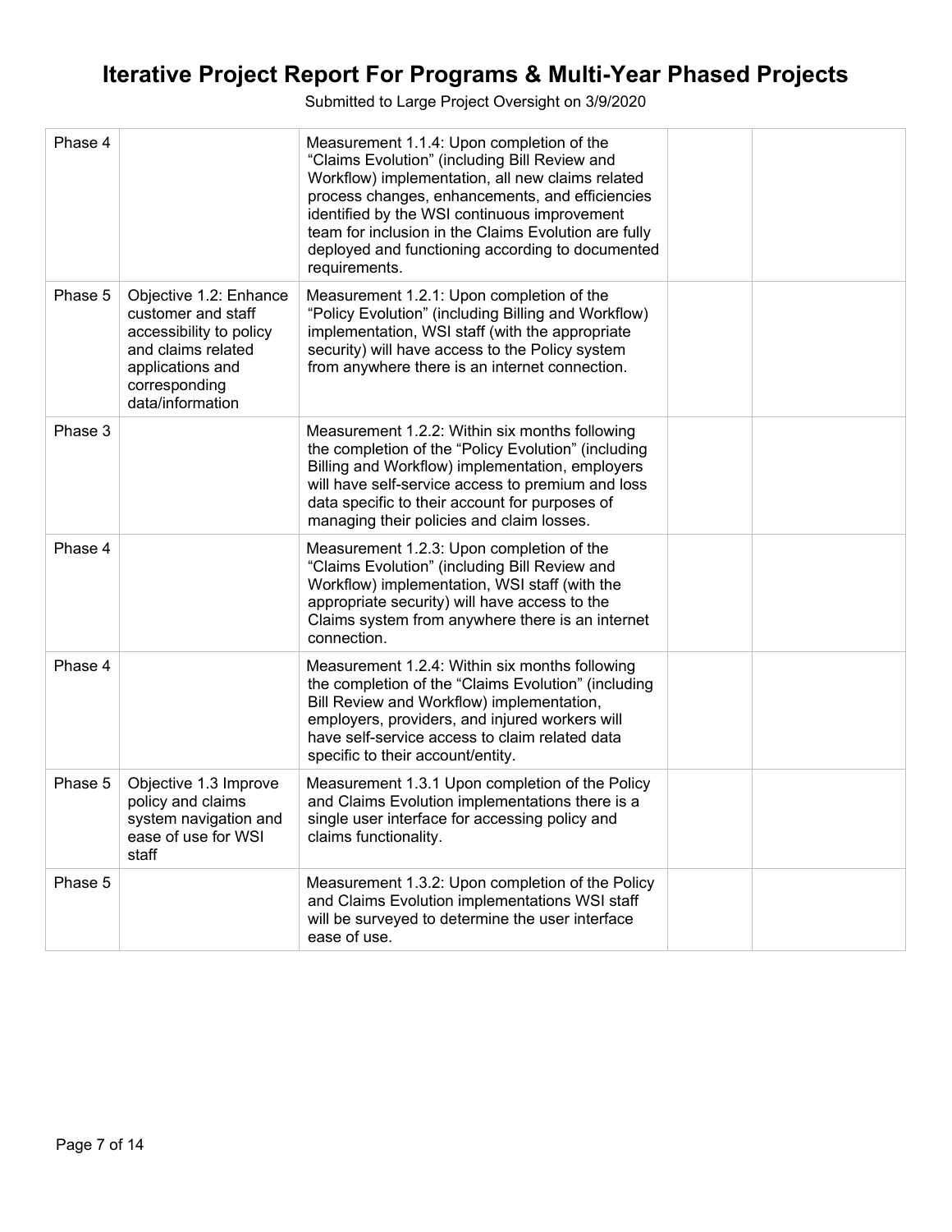# Iterative Project Report For Programs & Multi-Year Phased Projects

Submitted to Large Project Oversight on 3/9/2020

| | | | | |
|---|---|---|---|---|
| Phase 4 | | Measurement 1.1.4: Upon completion of the "Claims Evolution" (including Bill Review and Workflow) implementation, all new claims related process changes, enhancements, and efficiencies identified by the WSI continuous improvement team for inclusion in the Claims Evolution are fully deployed and functioning according to documented requirements. | | |
| Phase 5 | Objective 1.2: Enhance customer and staff accessibility to policy and claims related applications and corresponding data/information | Measurement 1.2.1: Upon completion of the "Policy Evolution" (including Billing and Workflow) implementation, WSI staff (with the appropriate security) will have access to the Policy system from anywhere there is an internet connection. | | |
| Phase 3 | | Measurement 1.2.2: Within six months following the completion of the "Policy Evolution" (including Billing and Workflow) implementation, employers will have self-service access to premium and loss data specific to their account for purposes of managing their policies and claim losses. | | |
| Phase 4 | | Measurement 1.2.3: Upon completion of the "Claims Evolution" (including Bill Review and Workflow) implementation, WSI staff (with the appropriate security) will have access to the Claims system from anywhere there is an internet connection. | | |
| Phase 4 | | Measurement 1.2.4: Within six months following the completion of the "Claims Evolution" (including Bill Review and Workflow) implementation, employers, providers, and injured workers will have self-service access to claim related data specific to their account/entity. | | |
| Phase 5 | Objective 1.3 Improve policy and claims system navigation and ease of use for WSI staff | Measurement 1.3.1 Upon completion of the Policy and Claims Evolution implementations there is a single user interface for accessing policy and claims functionality. | | |
| Phase 5 | | Measurement 1.3.2: Upon completion of the Policy and Claims Evolution implementations WSI staff will be surveyed to determine the user interface ease of use. | | |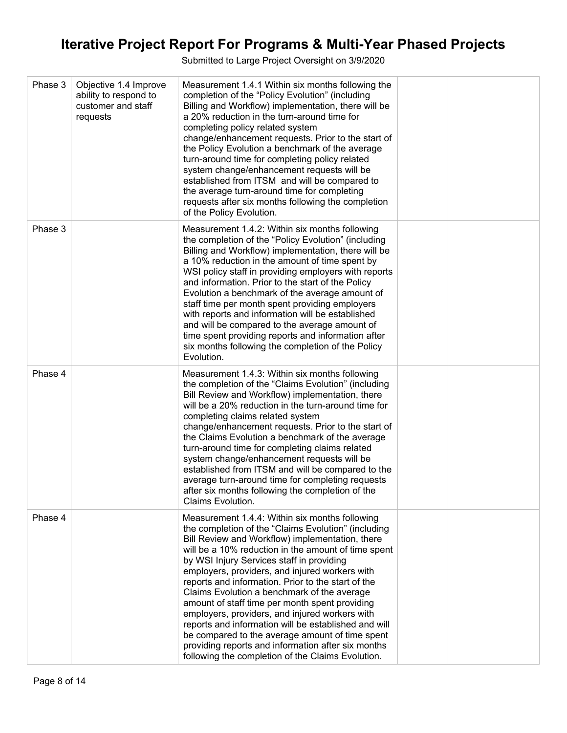# Iterative Project Report For Programs & Multi-Year Phased Projects

Submitted to Large Project Oversight on 3/9/2020

| | | | | |
|---|---|---|---|---|
| Phase 3 | Objective 1.4 Improve ability to respond to customer and staff requests | Measurement 1.4.1 Within six months following the completion of the "Policy Evolution" (including Billing and Workflow) implementation, there will be a 20% reduction in the turn-around time for completing policy related system change/enhancement requests. Prior to the start of the Policy Evolution a benchmark of the average turn-around time for completing policy related system change/enhancement requests will be established from ITSM and will be compared to the average turn-around time for completing requests after six months following the completion of the Policy Evolution. | | |
| Phase 3 | | Measurement 1.4.2: Within six months following the completion of the "Policy Evolution" (including Billing and Workflow) implementation, there will be a 10% reduction in the amount of time spent by WSI policy staff in providing employers with reports and information. Prior to the start of the Policy Evolution a benchmark of the average amount of staff time per month spent providing employers with reports and information will be established and will be compared to the average amount of time spent providing reports and information after six months following the completion of the Policy Evolution. | | |
| Phase 4 | | Measurement 1.4.3: Within six months following the completion of the "Claims Evolution" (including Bill Review and Workflow) implementation, there will be a 20% reduction in the turn-around time for completing claims related system change/enhancement requests. Prior to the start of the Claims Evolution a benchmark of the average turn-around time for completing claims related system change/enhancement requests will be established from ITSM and will be compared to the average turn-around time for completing requests after six months following the completion of the Claims Evolution. | | |
| Phase 4 | | Measurement 1.4.4: Within six months following the completion of the "Claims Evolution" (including Bill Review and Workflow) implementation, there will be a 10% reduction in the amount of time spent by WSI Injury Services staff in providing employers, providers, and injured workers with reports and information. Prior to the start of the Claims Evolution a benchmark of the average amount of staff time per month spent providing employers, providers, and injured workers with reports and information will be established and will be compared to the average amount of time spent providing reports and information after six months following the completion of the Claims Evolution. | | |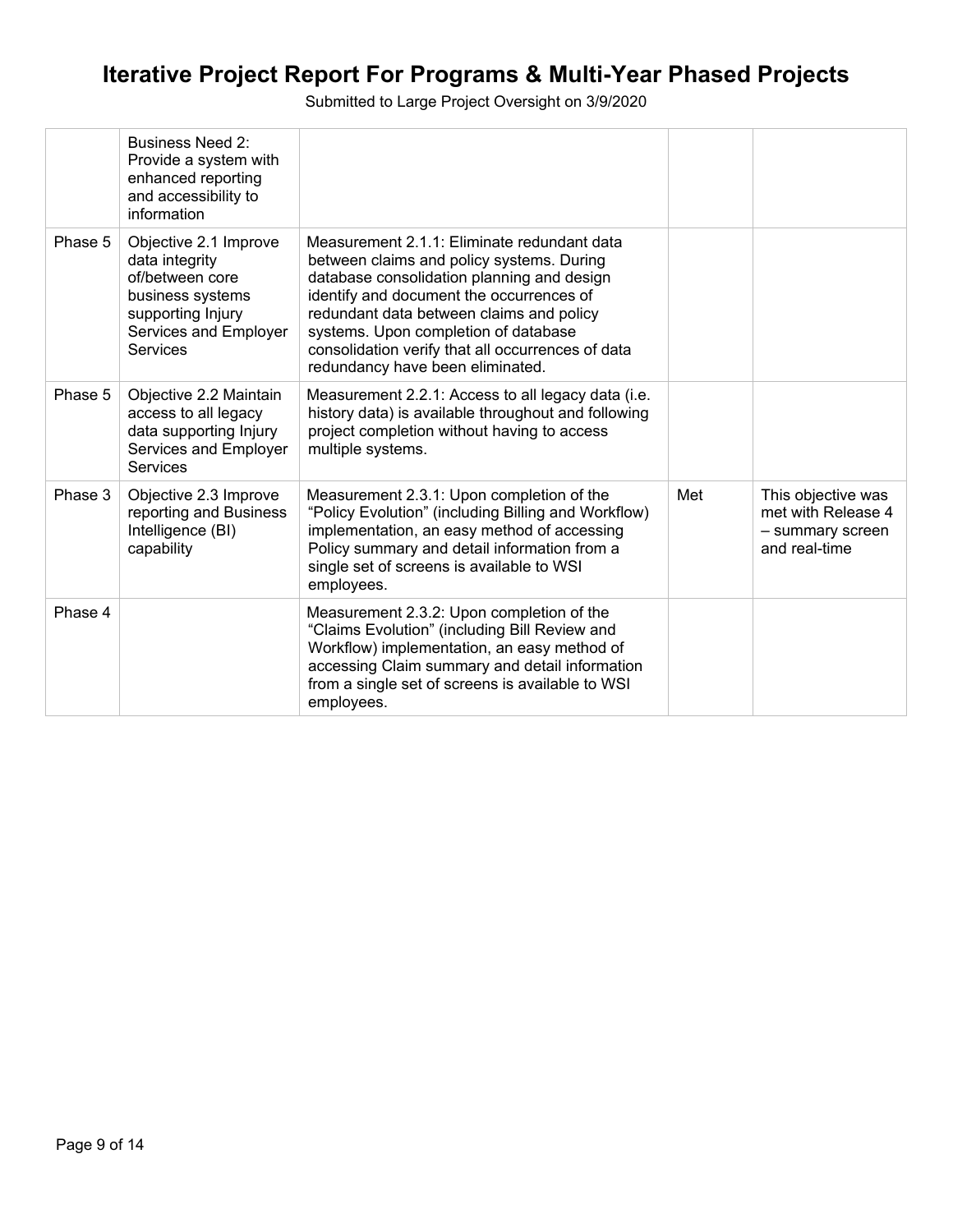| | | | | |
|---|---|---|---|---|
| | Business Need 2: Provide a system with enhanced reporting and accessibility to information | | | |
| Phase 5 | Objective 2.1 Improve data integrity of/between core business systems supporting Injury Services and Employer Services | Measurement 2.1.1: Eliminate redundant data between claims and policy systems. During database consolidation planning and design identify and document the occurrences of redundant data between claims and policy systems. Upon completion of database consolidation verify that all occurrences of data redundancy have been eliminated. | | |
| Phase 5 | Objective 2.2 Maintain access to all legacy data supporting Injury Services and Employer Services | Measurement 2.2.1: Access to all legacy data (i.e. history data) is available throughout and following project completion without having to access multiple systems. | | |
| Phase 3 | Objective 2.3 Improve reporting and Business Intelligence (BI) capability | Measurement 2.3.1: Upon completion of the "Policy Evolution" (including Billing and Workflow) implementation, an easy method of accessing Policy summary and detail information from a single set of screens is available to WSI employees. | Met | This objective was met with Release 4 – summary screen and real-time |
| Phase 4 | | Measurement 2.3.2: Upon completion of the "Claims Evolution" (including Bill Review and Workflow) implementation, an easy method of accessing Claim summary and detail information from a single set of screens is available to WSI employees. | | |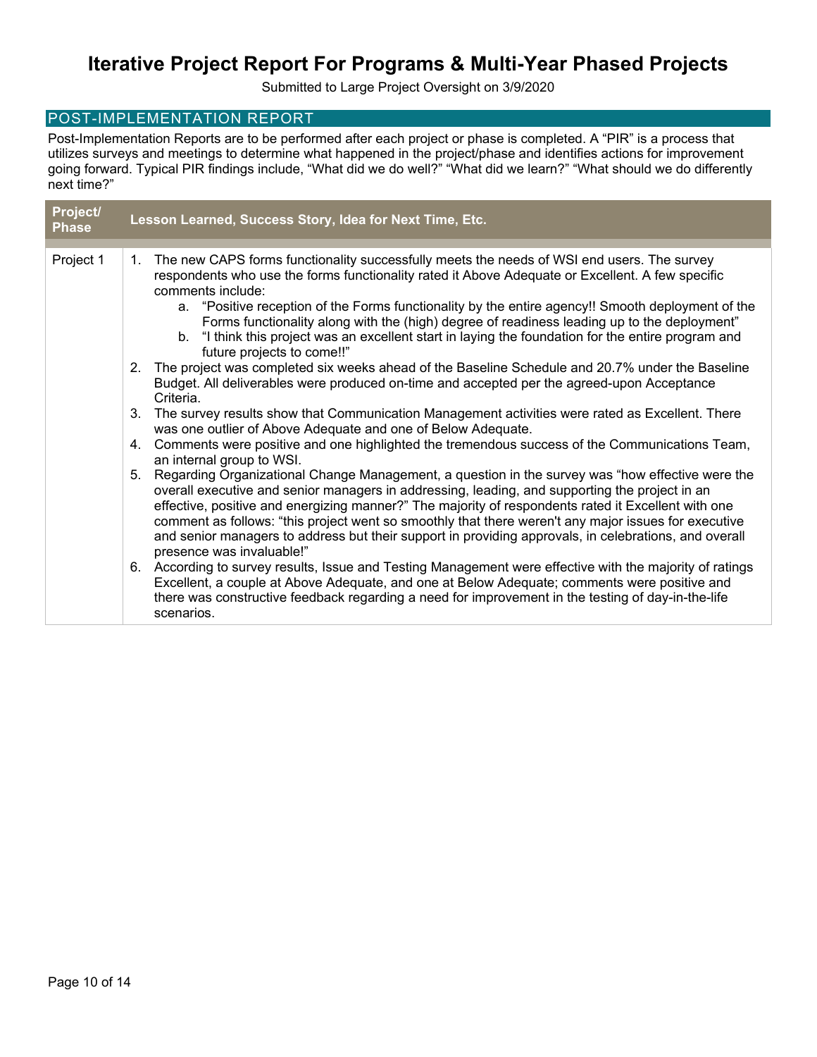# Iterative Project Report For Programs & Multi-Year Phased Projects

Submitted to Large Project Oversight on 3/9/2020

## POST-IMPLEMENTATION REPORT

Post-Implementation Reports are to be performed after each project or phase is completed. A "PIR" is a process that utilizes surveys and meetings to determine what happened in the project/phase and identifies actions for improvement going forward. Typical PIR findings include, "What did we do well?" "What did we learn?" "What should we do differently next time?"

| Project/ Phase | Lesson Learned, Success Story, Idea for Next Time, Etc. |
|---|---|
| Project 1 | 1. The new CAPS forms functionality successfully meets the needs of WSI end users. The survey respondents who use the forms functionality rated it Above Adequate or Excellent. A few specific comments include:<br>a. "Positive reception of the Forms functionality by the entire agency!! Smooth deployment of the Forms functionality along with the (high) degree of readiness leading up to the deployment"<br>b. "I think this project was an excellent start in laying the foundation for the entire program and future projects to come!!"<br>2. The project was completed six weeks ahead of the Baseline Schedule and 20.7% under the Baseline Budget. All deliverables were produced on-time and accepted per the agreed-upon Acceptance Criteria.<br>3. The survey results show that Communication Management activities were rated as Excellent. There was one outlier of Above Adequate and one of Below Adequate.<br>4. Comments were positive and one highlighted the tremendous success of the Communications Team, an internal group to WSI.<br>5. Regarding Organizational Change Management, a question in the survey was "how effective were the overall executive and senior managers in addressing, leading, and supporting the project in an effective, positive and energizing manner?" The majority of respondents rated it Excellent with one comment as follows: "this project went so smoothly that there weren't any major issues for executive and senior managers to address but their support in providing approvals, in celebrations, and overall presence was invaluable!"<br>6. According to survey results, Issue and Testing Management were effective with the majority of ratings Excellent, a couple at Above Adequate, and one at Below Adequate; comments were positive and there was constructive feedback regarding a need for improvement in the testing of day-in-the-life scenarios. |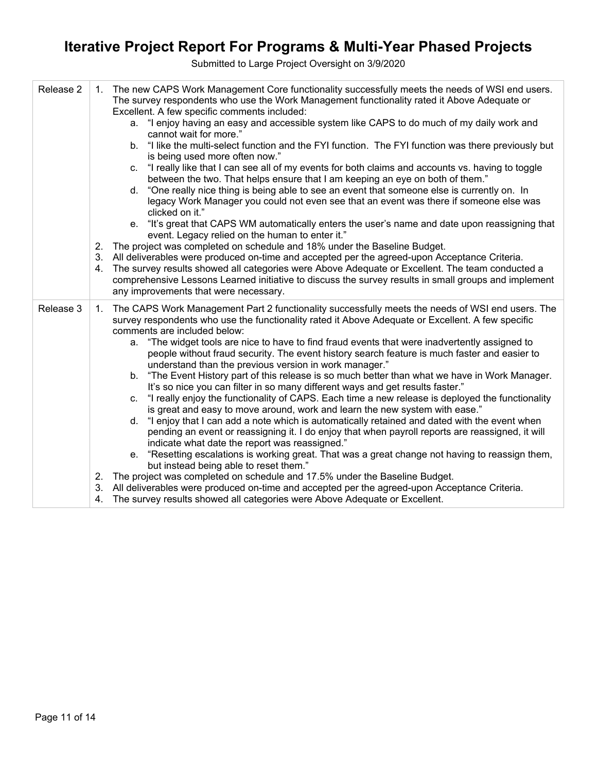# Iterative Project Report For Programs & Multi-Year Phased Projects

Submitted to Large Project Oversight on 3/9/2020

| | |
|---|---|
| Release 2 | 1. The new CAPS Work Management Core functionality successfully meets the needs of WSI end users. The survey respondents who use the Work Management functionality rated it Above Adequate or Excellent. A few specific comments included:<br>a. "I enjoy having an easy and accessible system like CAPS to do much of my daily work and cannot wait for more."<br>b. "I like the multi-select function and the FYI function. The FYI function was there previously but is being used more often now."<br>c. "I really like that I can see all of my events for both claims and accounts vs. having to toggle between the two. That helps ensure that I am keeping an eye on both of them."<br>d. "One really nice thing is being able to see an event that someone else is currently on. In legacy Work Manager you could not even see that an event was there if someone else was clicked on it."<br>e. "It's great that CAPS WM automatically enters the user's name and date upon reassigning that event. Legacy relied on the human to enter it."<br>2. The project was completed on schedule and 18% under the Baseline Budget.<br>3. All deliverables were produced on-time and accepted per the agreed-upon Acceptance Criteria.<br>4. The survey results showed all categories were Above Adequate or Excellent. The team conducted a comprehensive Lessons Learned initiative to discuss the survey results in small groups and implement any improvements that were necessary. |
| Release 3 | 1. The CAPS Work Management Part 2 functionality successfully meets the needs of WSI end users. The survey respondents who use the functionality rated it Above Adequate or Excellent. A few specific comments are included below:<br>a. "The widget tools are nice to have to find fraud events that were inadvertently assigned to people without fraud security. The event history search feature is much faster and easier to understand than the previous version in work manager."<br>b. "The Event History part of this release is so much better than what we have in Work Manager. It's so nice you can filter in so many different ways and get results faster."<br>c. "I really enjoy the functionality of CAPS. Each time a new release is deployed the functionality is great and easy to move around, work and learn the new system with ease."<br>d. "I enjoy that I can add a note which is automatically retained and dated with the event when pending an event or reassigning it. I do enjoy that when payroll reports are reassigned, it will indicate what date the report was reassigned."<br>e. "Resetting escalations is working great. That was a great change not having to reassign them, but instead being able to reset them."<br>2. The project was completed on schedule and 17.5% under the Baseline Budget.<br>3. All deliverables were produced on-time and accepted per the agreed-upon Acceptance Criteria.<br>4. The survey results showed all categories were Above Adequate or Excellent. |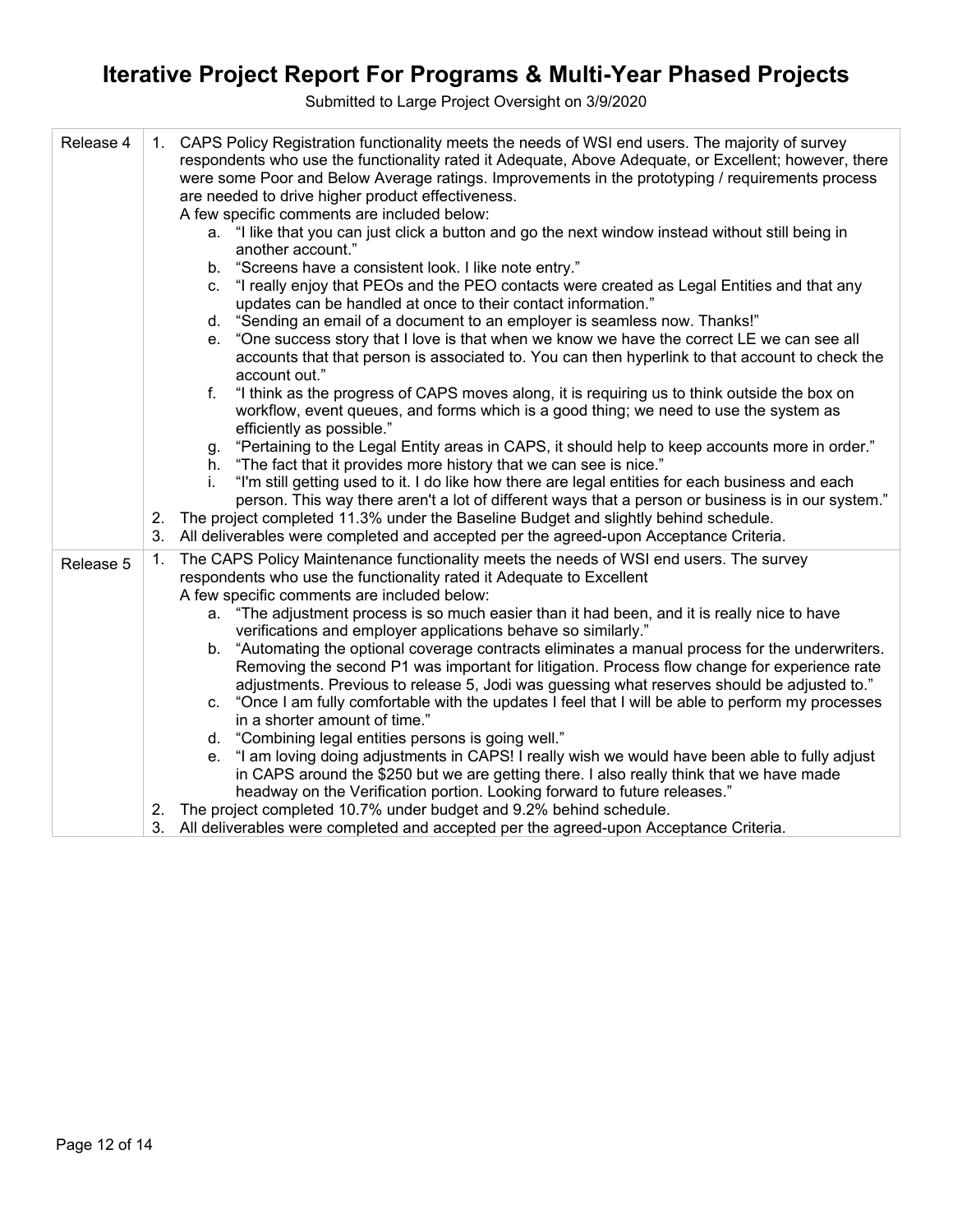| | |
|---|---|
| Release 4 | 1. CAPS Policy Registration functionality meets the needs of WSI end users. The majority of survey respondents who use the functionality rated it Adequate, Above Adequate, or Excellent; however, there were some Poor and Below Average ratings. Improvements in the prototyping / requirements process are needed to drive higher product effectiveness.<br>A few specific comments are included below:<br>a. “I like that you can just click a button and go the next window instead without still being in another account.”<br>b. “Screens have a consistent look. I like note entry.”<br>c. “I really enjoy that PEOs and the PEO contacts were created as Legal Entities and that any updates can be handled at once to their contact information.”<br>d. “Sending an email of a document to an employer is seamless now. Thanks!”<br>e. “One success story that I love is that when we know we have the correct LE we can see all accounts that that person is associated to. You can then hyperlink to that account to check the account out.”<br>f. “I think as the progress of CAPS moves along, it is requiring us to think outside the box on workflow, event queues, and forms which is a good thing; we need to use the system as efficiently as possible.”<br>g. “Pertaining to the Legal Entity areas in CAPS, it should help to keep accounts more in order.”<br>h. “The fact that it provides more history that we can see is nice.”<br>i. “I'm still getting used to it. I do like how there are legal entities for each business and each person. This way there aren't a lot of different ways that a person or business is in our system.”<br>2. The project completed 11.3% under the Baseline Budget and slightly behind schedule.<br>3. All deliverables were completed and accepted per the agreed-upon Acceptance Criteria. |
| Release 5 | 1. The CAPS Policy Maintenance functionality meets the needs of WSI end users. The survey respondents who use the functionality rated it Adequate to Excellent<br>A few specific comments are included below:<br>a. “The adjustment process is so much easier than it had been, and it is really nice to have verifications and employer applications behave so similarly.”<br>b. “Automating the optional coverage contracts eliminates a manual process for the underwriters. Removing the second P1 was important for litigation. Process flow change for experience rate adjustments. Previous to release 5, Jodi was guessing what reserves should be adjusted to.”<br>c. “Once I am fully comfortable with the updates I feel that I will be able to perform my processes in a shorter amount of time.”<br>d. “Combining legal entities persons is going well.”<br>e. “I am loving doing adjustments in CAPS! I really wish we would have been able to fully adjust in CAPS around the $250 but we are getting there. I also really think that we have made headway on the Verification portion. Looking forward to future releases.”<br>2. The project completed 10.7% under budget and 9.2% behind schedule.<br>3. All deliverables were completed and accepted per the agreed-upon Acceptance Criteria. |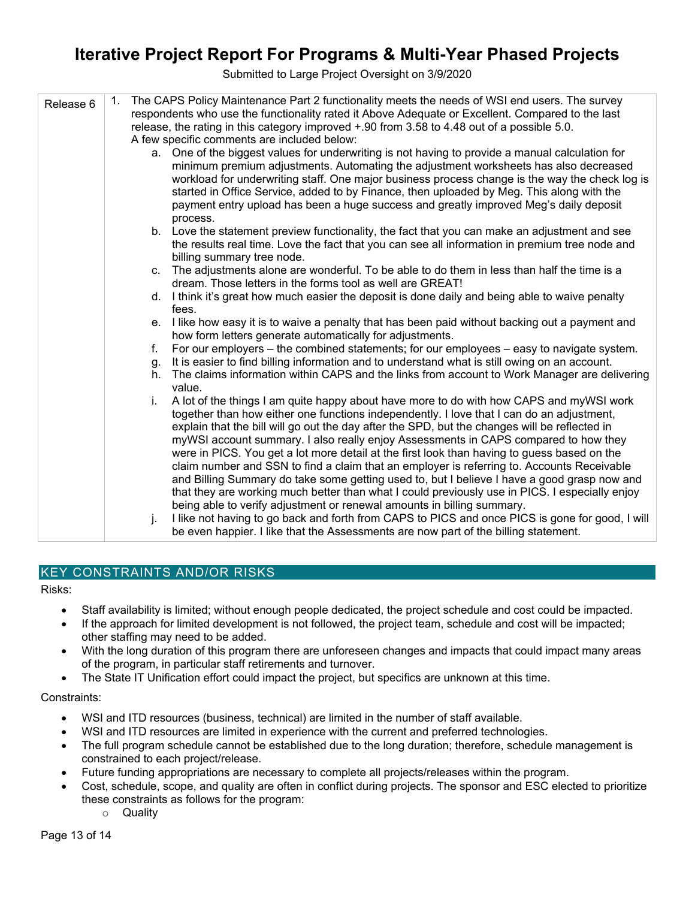# Iterative Project Report For Programs & Multi-Year Phased Projects

Submitted to Large Project Oversight on 3/9/2020

| | |
|---|---|
| Release 6 | 1. The CAPS Policy Maintenance Part 2 functionality meets the needs of WSI end users. The survey respondents who use the functionality rated it Above Adequate or Excellent. Compared to the last release, the rating in this category improved +.90 from 3.58 to 4.48 out of a possible 5.0.<br>A few specific comments are included below:<br>a. One of the biggest values for underwriting is not having to provide a manual calculation for minimum premium adjustments. Automating the adjustment worksheets has also decreased workload for underwriting staff. One major business process change is the way the check log is started in Office Service, added to by Finance, then uploaded by Meg. This along with the payment entry upload has been a huge success and greatly improved Meg's daily deposit process.<br>b. Love the statement preview functionality, the fact that you can make an adjustment and see the results real time. Love the fact that you can see all information in premium tree node and billing summary tree node.<br>c. The adjustments alone are wonderful. To be able to do them in less than half the time is a dream. Those letters in the forms tool as well are GREAT!<br>d. I think it's great how much easier the deposit is done daily and being able to waive penalty fees.<br>e. I like how easy it is to waive a penalty that has been paid without backing out a payment and how form letters generate automatically for adjustments.<br>f. For our employers – the combined statements; for our employees – easy to navigate system.<br>g. It is easier to find billing information and to understand what is still owing on an account.<br>h. The claims information within CAPS and the links from account to Work Manager are delivering value.<br>i. A lot of the things I am quite happy about have more to do with how CAPS and myWSI work together than how either one functions independently. I love that I can do an adjustment, explain that the bill will go out the day after the SPD, but the changes will be reflected in myWSI account summary. I also really enjoy Assessments in CAPS compared to how they were in PICS. You get a lot more detail at the first look than having to guess based on the claim number and SSN to find a claim that an employer is referring to. Accounts Receivable and Billing Summary do take some getting used to, but I believe I have a good grasp now and that they are working much better than what I could previously use in PICS. I especially enjoy being able to verify adjustment or renewal amounts in billing summary.<br>j. I like not having to go back and forth from CAPS to PICS and once PICS is gone for good, I will be even happier. I like that the Assessments are now part of the billing statement. |

## KEY CONSTRAINTS AND/OR RISKS

Risks:

- Staff availability is limited; without enough people dedicated, the project schedule and cost could be impacted.
- If the approach for limited development is not followed, the project team, schedule and cost will be impacted; other staffing may need to be added.
- With the long duration of this program there are unforeseen changes and impacts that could impact many areas of the program, in particular staff retirements and turnover.
- The State IT Unification effort could impact the project, but specifics are unknown at this time.

Constraints:

- WSI and ITD resources (business, technical) are limited in the number of staff available.
- WSI and ITD resources are limited in experience with the current and preferred technologies.
- The full program schedule cannot be established due to the long duration; therefore, schedule management is constrained to each project/release.
- Future funding appropriations are necessary to complete all projects/releases within the program.
- Cost, schedule, scope, and quality are often in conflict during projects. The sponsor and ESC elected to prioritize these constraints as follows for the program:
  - Quality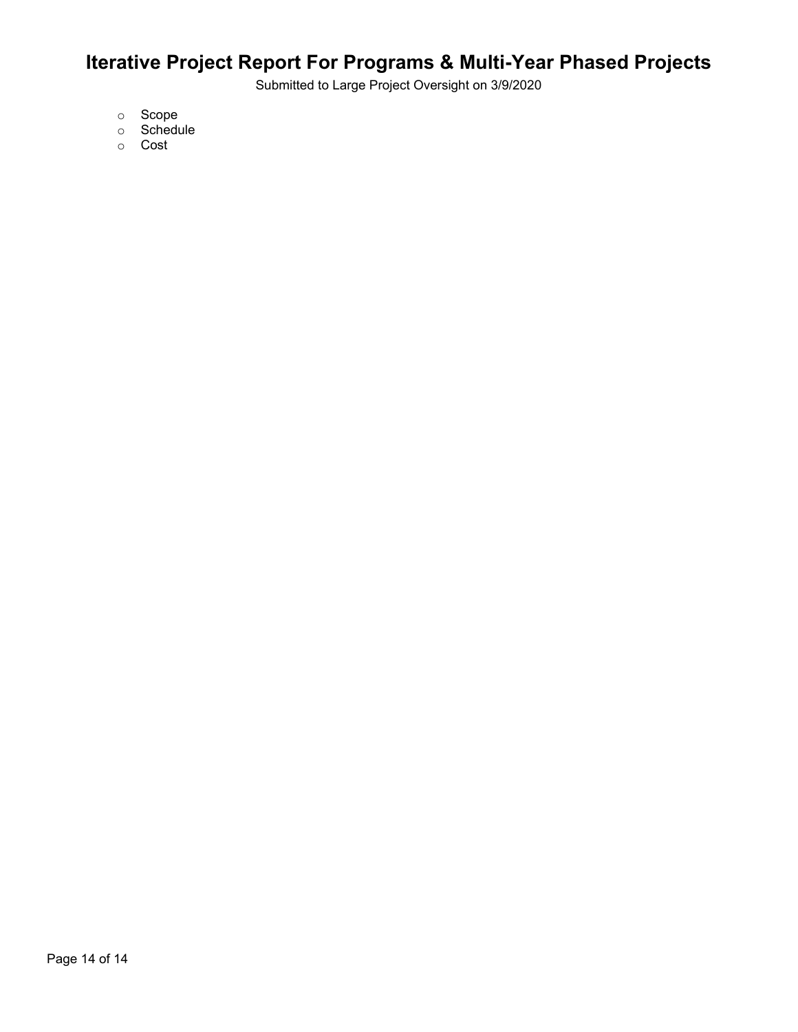- Scope
- Schedule
- Cost